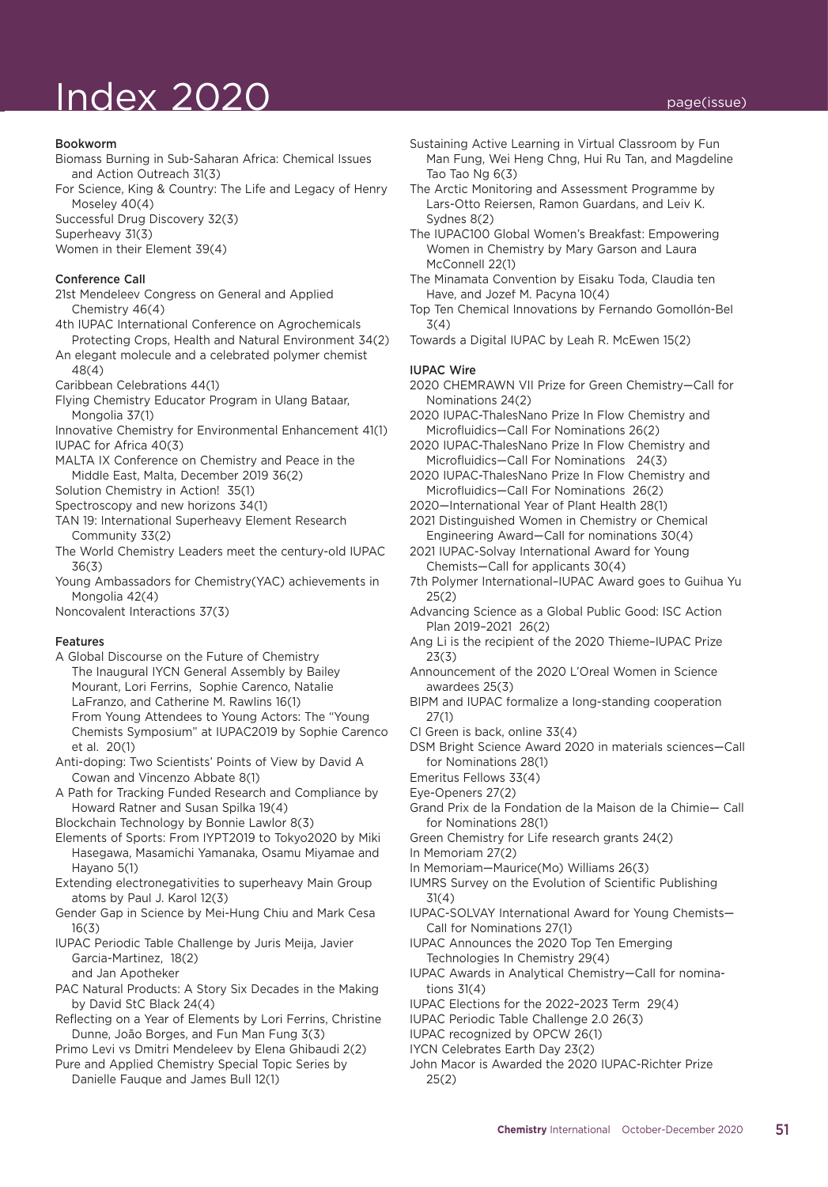# Index 2020

page(issue)

### Bookworm

Biomass Burning in Sub-Saharan Africa: Chemical Issues and Action Outreach 31(3)

For Science, King & Country: The Life and Legacy of Henry Moseley 40(4)

Successful Drug Discovery 32(3)

Superheavy 31(3)

Women in their Element 39(4)

### Conference Call

21st Mendeleev Congress on General and Applied Chemistry 46(4)

4th IUPAC International Conference on Agrochemicals Protecting Crops, Health and Natural Environment 34(2)

An elegant molecule and a celebrated polymer chemist 48(4)

Caribbean Celebrations 44(1)

Flying Chemistry Educator Program in Ulang Bataar, Mongolia 37(1)

Innovative Chemistry for Environmental Enhancement 41(1)

IUPAC for Africa 40(3)

MALTA IX Conference on Chemistry and Peace in the Middle East, Malta, December 2019 36(2)

Solution Chemistry in Action! 35(1)

Spectroscopy and new horizons 34(1)

TAN 19: International Superheavy Element Research Community 33(2)

The World Chemistry Leaders meet the century-old IUPAC 36(3)

Young Ambassadors for Chemistry(YAC) achievements in Mongolia 42(4)

Noncovalent Interactions 37(3)

### Features

A Global Discourse on the Future of Chemistry
The Inaugural IYCN General Assembly by Bailey Mourant, Lori Ferrins, Sophie Carenco, Natalie LaFranzo, and Catherine M. Rawlins 16(1)
From Young Attendees to Young Actors: The "Young Chemists Symposium" at IUPAC2019 by Sophie Carenco et al. 20(1)

Anti-doping: Two Scientists' Points of View by David A Cowan and Vincenzo Abbate 8(1)

A Path for Tracking Funded Research and Compliance by Howard Ratner and Susan Spilka 19(4)

Blockchain Technology by Bonnie Lawlor 8(3)

Elements of Sports: From IYPT2019 to Tokyo2020 by Miki Hasegawa, Masamichi Yamanaka, Osamu Miyamae and Hayano 5(1)

Extending electronegativities to superheavy Main Group atoms by Paul J. Karol 12(3)

Gender Gap in Science by Mei-Hung Chiu and Mark Cesa 16(3)

IUPAC Periodic Table Challenge by Juris Meija, Javier Garcia-Martinez, 18(2) and Jan Apotheker

PAC Natural Products: A Story Six Decades in the Making by David StC Black 24(4)

Reflecting on a Year of Elements by Lori Ferrins, Christine Dunne, João Borges, and Fun Man Fung 3(3)

Primo Levi vs Dmitri Mendeleev by Elena Ghibaudi 2(2)

Pure and Applied Chemistry Special Topic Series by Danielle Fauque and James Bull 12(1)

Sustaining Active Learning in Virtual Classroom by Fun Man Fung, Wei Heng Chng, Hui Ru Tan, and Magdeline Tao Tao Ng 6(3)

The Arctic Monitoring and Assessment Programme by Lars-Otto Reiersen, Ramon Guardans, and Leiv K. Sydnes 8(2)

The IUPAC100 Global Women's Breakfast: Empowering Women in Chemistry by Mary Garson and Laura McConnell 22(1)

The Minamata Convention by Eisaku Toda, Claudia ten Have, and Jozef M. Pacyna 10(4)

Top Ten Chemical Innovations by Fernando Gomollón-Bel 3(4)

Towards a Digital IUPAC by Leah R. McEwen 15(2)

### IUPAC Wire

2020 CHEMRAWN VII Prize for Green Chemistry—Call for Nominations 24(2)

2020 IUPAC-ThalesNano Prize In Flow Chemistry and Microfluidics—Call For Nominations 26(2)

2020 IUPAC-ThalesNano Prize In Flow Chemistry and Microfluidics—Call For Nominations 24(3)

2020 IUPAC-ThalesNano Prize In Flow Chemistry and Microfluidics—Call For Nominations 26(2)

2020—International Year of Plant Health 28(1)

2021 Distinguished Women in Chemistry or Chemical Engineering Award—Call for nominations 30(4)

2021 IUPAC-Solvay International Award for Young Chemists—Call for applicants 30(4)

7th Polymer International–IUPAC Award goes to Guihua Yu 25(2)

Advancing Science as a Global Public Good: ISC Action Plan 2019–2021 26(2)

Ang Li is the recipient of the 2020 Thieme–IUPAC Prize 23(3)

Announcement of the 2020 L'Oreal Women in Science awardees 25(3)

BIPM and IUPAC formalize a long-standing cooperation 27(1)

CI Green is back, online 33(4)

DSM Bright Science Award 2020 in materials sciences—Call for Nominations 28(1)

Emeritus Fellows 33(4)

Eye-Openers 27(2)

Grand Prix de la Fondation de la Maison de la Chimie— Call for Nominations 28(1)

Green Chemistry for Life research grants 24(2)

In Memoriam 27(2)

In Memoriam—Maurice(Mo) Williams 26(3)

IUMRS Survey on the Evolution of Scientific Publishing 31(4)

IUPAC-SOLVAY International Award for Young Chemists—Call for Nominations 27(1)

IUPAC Announces the 2020 Top Ten Emerging Technologies In Chemistry 29(4)

IUPAC Awards in Analytical Chemistry—Call for nominations 31(4)

IUPAC Elections for the 2022–2023 Term 29(4)

IUPAC Periodic Table Challenge 2.0 26(3)

IUPAC recognized by OPCW 26(1)

IYCN Celebrates Earth Day 23(2)

John Macor is Awarded the 2020 IUPAC-Richter Prize 25(2)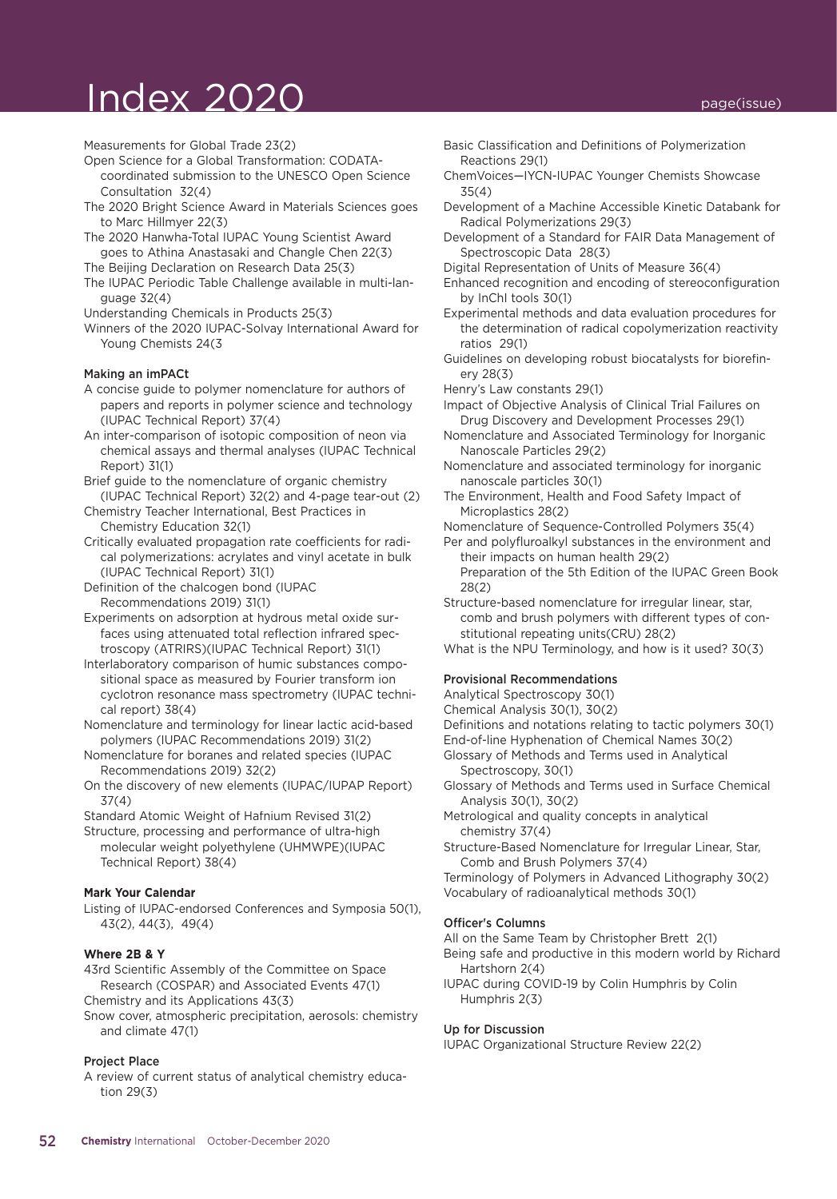# Index 2020

page(issue)

Measurements for Global Trade 23(2)

Open Science for a Global Transformation: CODATA-coordinated submission to the UNESCO Open Science Consultation 32(4)

The 2020 Bright Science Award in Materials Sciences goes to Marc Hillmyer 22(3)

The 2020 Hanwha-Total IUPAC Young Scientist Award goes to Athina Anastasaki and Changle Chen 22(3)

The Beijing Declaration on Research Data 25(3)

The IUPAC Periodic Table Challenge available in multi-language 32(4)

Understanding Chemicals in Products 25(3)

Winners of the 2020 IUPAC-Solvay International Award for Young Chemists 24(3

### Making an imPACt

A concise guide to polymer nomenclature for authors of papers and reports in polymer science and technology (IUPAC Technical Report) 37(4)

An inter-comparison of isotopic composition of neon via chemical assays and thermal analyses (IUPAC Technical Report) 31(1)

Brief guide to the nomenclature of organic chemistry (IUPAC Technical Report) 32(2) and 4-page tear-out (2)

Chemistry Teacher International, Best Practices in Chemistry Education 32(1)

Critically evaluated propagation rate coefficients for radical polymerizations: acrylates and vinyl acetate in bulk (IUPAC Technical Report) 31(1)

Definition of the chalcogen bond (IUPAC Recommendations 2019) 31(1)

Experiments on adsorption at hydrous metal oxide surfaces using attenuated total reflection infrared spectroscopy (ATRIRS)(IUPAC Technical Report) 31(1)

Interlaboratory comparison of humic substances compositional space as measured by Fourier transform ion cyclotron resonance mass spectrometry (IUPAC technical report) 38(4)

Nomenclature and terminology for linear lactic acid-based polymers (IUPAC Recommendations 2019) 31(2)

Nomenclature for boranes and related species (IUPAC Recommendations 2019) 32(2)

On the discovery of new elements (IUPAC/IUPAP Report) 37(4)

Standard Atomic Weight of Hafnium Revised 31(2)

Structure, processing and performance of ultra-high molecular weight polyethylene (UHMWPE)(IUPAC Technical Report) 38(4)

### Mark Your Calendar

Listing of IUPAC-endorsed Conferences and Symposia 50(1), 43(2), 44(3), 49(4)

### Where 2B & Y

43rd Scientific Assembly of the Committee on Space Research (COSPAR) and Associated Events 47(1)

Chemistry and its Applications 43(3)

Snow cover, atmospheric precipitation, aerosols: chemistry and climate 47(1)

### Project Place

A review of current status of analytical chemistry education 29(3)

Basic Classification and Definitions of Polymerization Reactions 29(1)

ChemVoices—IYCN-IUPAC Younger Chemists Showcase 35(4)

Development of a Machine Accessible Kinetic Databank for Radical Polymerizations 29(3)

Development of a Standard for FAIR Data Management of Spectroscopic Data 28(3)

Digital Representation of Units of Measure 36(4)

Enhanced recognition and encoding of stereoconfiguration by InChI tools 30(1)

Experimental methods and data evaluation procedures for the determination of radical copolymerization reactivity ratios 29(1)

Guidelines on developing robust biocatalysts for biorefinery 28(3)

Henry's Law constants 29(1)

Impact of Objective Analysis of Clinical Trial Failures on Drug Discovery and Development Processes 29(1)

Nomenclature and Associated Terminology for Inorganic Nanoscale Particles 29(2)

Nomenclature and associated terminology for inorganic nanoscale particles 30(1)

The Environment, Health and Food Safety Impact of Microplastics 28(2)

Nomenclature of Sequence-Controlled Polymers 35(4)

Per and polyfluroalkyl substances in the environment and their impacts on human health 29(2)
Preparation of the 5th Edition of the IUPAC Green Book 28(2)

Structure-based nomenclature for irregular linear, star, comb and brush polymers with different types of constitutional repeating units(CRU) 28(2)

What is the NPU Terminology, and how is it used? 30(3)

### Provisional Recommendations

Analytical Spectroscopy 30(1)

Chemical Analysis 30(1), 30(2)

Definitions and notations relating to tactic polymers 30(1)

End-of-line Hyphenation of Chemical Names 30(2)

Glossary of Methods and Terms used in Analytical Spectroscopy, 30(1)

Glossary of Methods and Terms used in Surface Chemical Analysis 30(1), 30(2)

Metrological and quality concepts in analytical chemistry 37(4)

Structure-Based Nomenclature for Irregular Linear, Star, Comb and Brush Polymers 37(4)

Terminology of Polymers in Advanced Lithography 30(2)

Vocabulary of radioanalytical methods 30(1)

### Officer's Columns

All on the Same Team by Christopher Brett 2(1)

Being safe and productive in this modern world by Richard Hartshorn 2(4)

IUPAC during COVID-19 by Colin Humphris by Colin Humphris 2(3)

### Up for Discussion

IUPAC Organizational Structure Review 22(2)